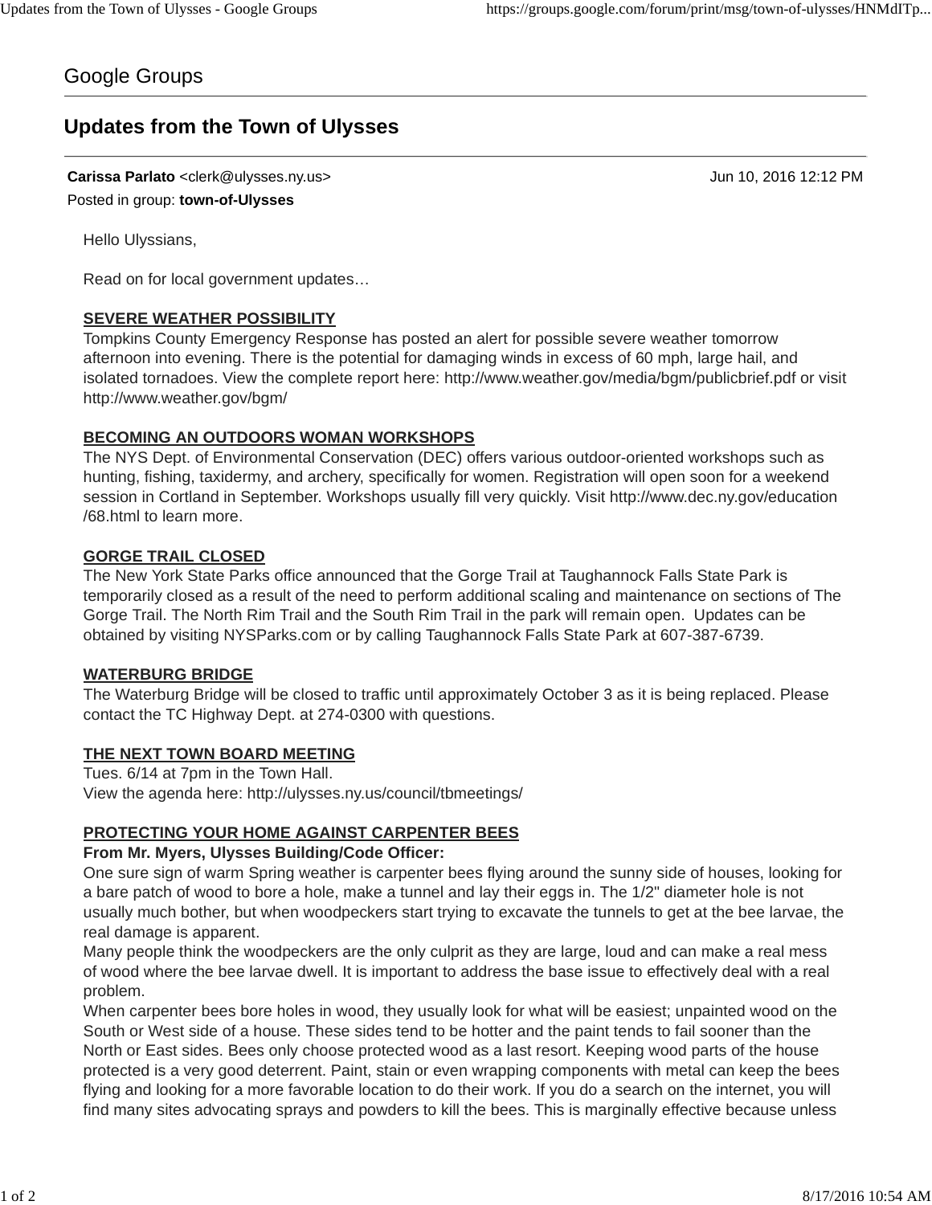Google Groups

# Updates from the Town of Ulysses

**Carissa Parlato** <clerk@ulysses.ny.us> Jun 10, 2016 12:12 PM

Posted in group: **town-of-Ulysses**

Hello Ulyssians,

Read on for local government updates…

**SEVERE WEATHER POSSIBILITY**

Tompkins County Emergency Response has posted an alert for possible severe weather tomorrow afternoon into evening. There is the potential for damaging winds in excess of 60 mph, large hail, and isolated tornadoes. View the complete report here: http://www.weather.gov/media/bgm/publicbrief.pdf or visit http://www.weather.gov/bgm/

**BECOMING AN OUTDOORS WOMAN WORKSHOPS**

The NYS Dept. of Environmental Conservation (DEC) offers various outdoor-oriented workshops such as hunting, fishing, taxidermy, and archery, specifically for women. Registration will open soon for a weekend session in Cortland in September. Workshops usually fill very quickly. Visit http://www.dec.ny.gov/education/68.html to learn more.

**GORGE TRAIL CLOSED**

The New York State Parks office announced that the Gorge Trail at Taughannock Falls State Park is temporarily closed as a result of the need to perform additional scaling and maintenance on sections of The Gorge Trail. The North Rim Trail and the South Rim Trail in the park will remain open. Updates can be obtained by visiting NYSParks.com or by calling Taughannock Falls State Park at 607-387-6739.

**WATERBURG BRIDGE**

The Waterburg Bridge will be closed to traffic until approximately October 3 as it is being replaced. Please contact the TC Highway Dept. at 274-0300 with questions.

**THE NEXT TOWN BOARD MEETING**

Tues. 6/14 at 7pm in the Town Hall.
View the agenda here: http://ulysses.ny.us/council/tbmeetings/

**PROTECTING YOUR HOME AGAINST CARPENTER BEES**

**From Mr. Myers, Ulysses Building/Code Officer:**

One sure sign of warm Spring weather is carpenter bees flying around the sunny side of houses, looking for a bare patch of wood to bore a hole, make a tunnel and lay their eggs in. The 1/2" diameter hole is not usually much bother, but when woodpeckers start trying to excavate the tunnels to get at the bee larvae, the real damage is apparent.

Many people think the woodpeckers are the only culprit as they are large, loud and can make a real mess of wood where the bee larvae dwell. It is important to address the base issue to effectively deal with a real problem.

When carpenter bees bore holes in wood, they usually look for what will be easiest; unpainted wood on the South or West side of a house. These sides tend to be hotter and the paint tends to fail sooner than the North or East sides. Bees only choose protected wood as a last resort. Keeping wood parts of the house protected is a very good deterrent. Paint, stain or even wrapping components with metal can keep the bees flying and looking for a more favorable location to do their work. If you do a search on the internet, you will find many sites advocating sprays and powders to kill the bees. This is marginally effective because unless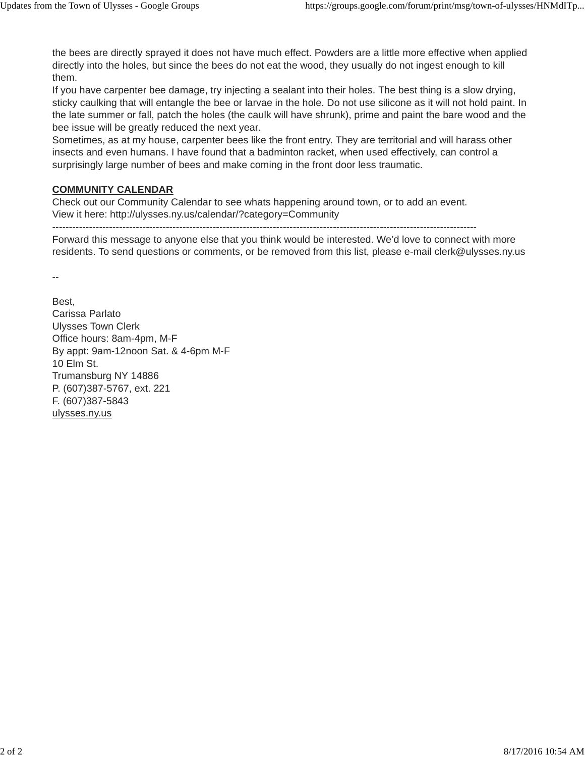the bees are directly sprayed it does not have much effect. Powders are a little more effective when applied directly into the holes, but since the bees do not eat the wood, they usually do not ingest enough to kill them.

If you have carpenter bee damage, try injecting a sealant into their holes. The best thing is a slow drying, sticky caulking that will entangle the bee or larvae in the hole. Do not use silicone as it will not hold paint. In the late summer or fall, patch the holes (the caulk will have shrunk), prime and paint the bare wood and the bee issue will be greatly reduced the next year.

Sometimes, as at my house, carpenter bees like the front entry. They are territorial and will harass other insects and even humans. I have found that a badminton racket, when used effectively, can control a surprisingly large number of bees and make coming in the front door less traumatic.

**COMMUNITY CALENDAR**

Check out our Community Calendar to see whats happening around town, or to add an event.
View it here: http://ulysses.ny.us/calendar/?category=Community

-----------------------------------------------------------------------------------------------------------------------------

Forward this message to anyone else that you think would be interested. We'd love to connect with more residents. To send questions or comments, or be removed from this list, please e-mail clerk@ulysses.ny.us

--

Best,
Carissa Parlato
Ulysses Town Clerk
Office hours: 8am-4pm, M-F
By appt: 9am-12noon Sat. & 4-6pm M-F
10 Elm St.
Trumansburg NY 14886
P. (607)387-5767, ext. 221
F. (607)387-5843
ulysses.ny.us